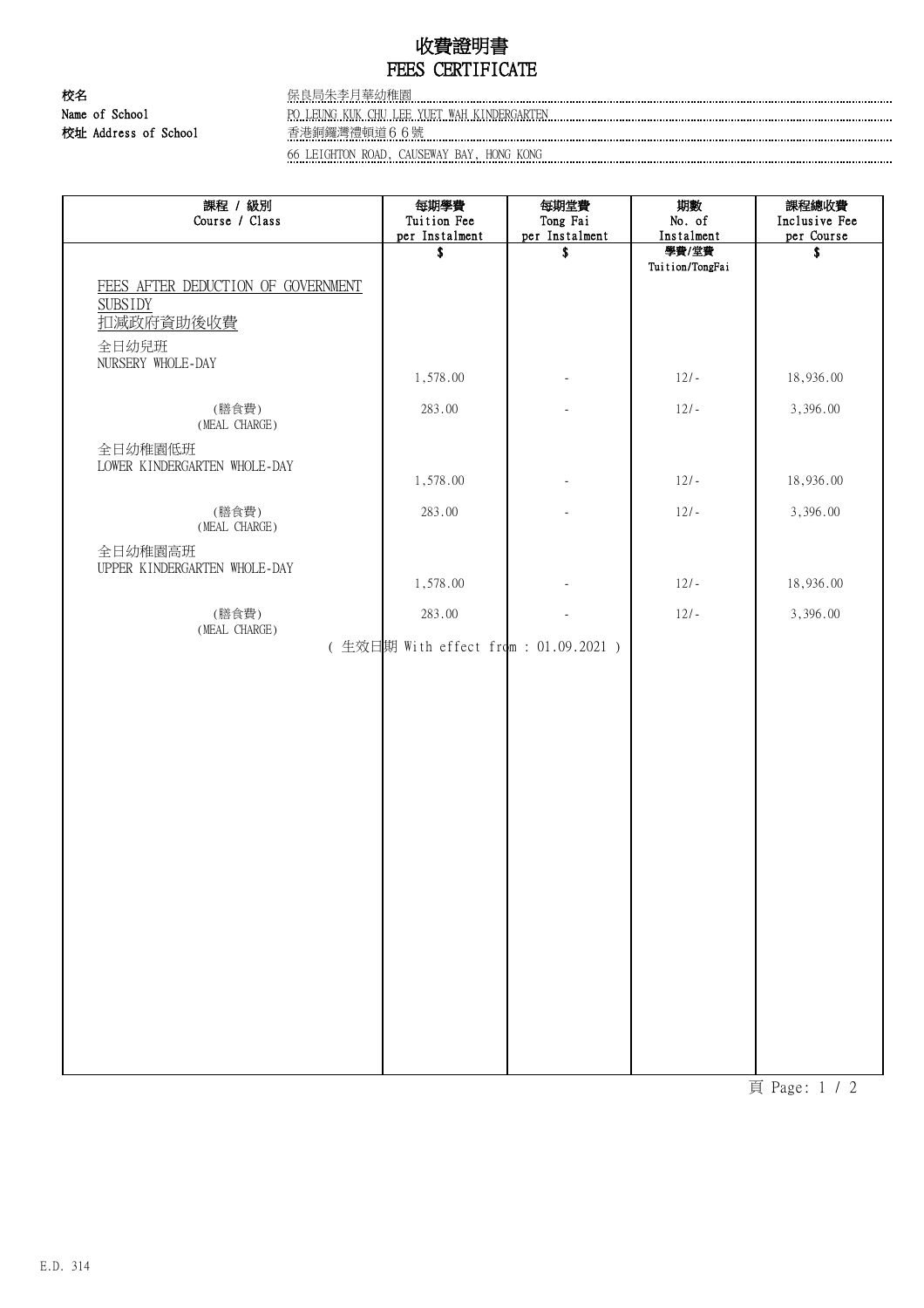# 收費證明書
# FEES CERTIFICATE

**校名**
**Name of School** 保良局朱李月華幼稚園
PO LEUNG KUK CHU LEE YUET WAH KINDERGARTEN

**校址 Address of School** 香港銅鑼灣禮頓道６６號
66 LEIGHTON ROAD, CAUSEWAY BAY, HONG KONG

| 課程 / 級別<br>Course / Class | 每期學費<br>Tuition Fee<br>per Instalment | 每期堂費<br>Tong Fai<br>per Instalment | 期數<br>No. of<br>Instalment | 課程總收費<br>Inclusive Fee<br>per Course |
|---|---|---|---|---|
| | $ | $ | 學費/堂費<br>Tuition/TongFai | $ |
| FEES AFTER DEDUCTION OF GOVERNMENT SUBSIDY<br>扣減政府資助後收費 | | | | |
| 全日幼兒班<br>NURSERY WHOLE-DAY | 1,578.00 | - | 12/- | 18,936.00 |
| (膳食費)<br>(MEAL CHARGE) | 283.00 | - | 12/- | 3,396.00 |
| 全日幼稚園低班<br>LOWER KINDERGARTEN WHOLE-DAY | 1,578.00 | - | 12/- | 18,936.00 |
| (膳食費)<br>(MEAL CHARGE) | 283.00 | - | 12/- | 3,396.00 |
| 全日幼稚園高班<br>UPPER KINDERGARTEN WHOLE-DAY | 1,578.00 | - | 12/- | 18,936.00 |
| (膳食費)<br>(MEAL CHARGE) | 283.00 | - | 12/- | 3,396.00 |

( 生效日期 With effect from : 01.09.2021 )

E.D. 314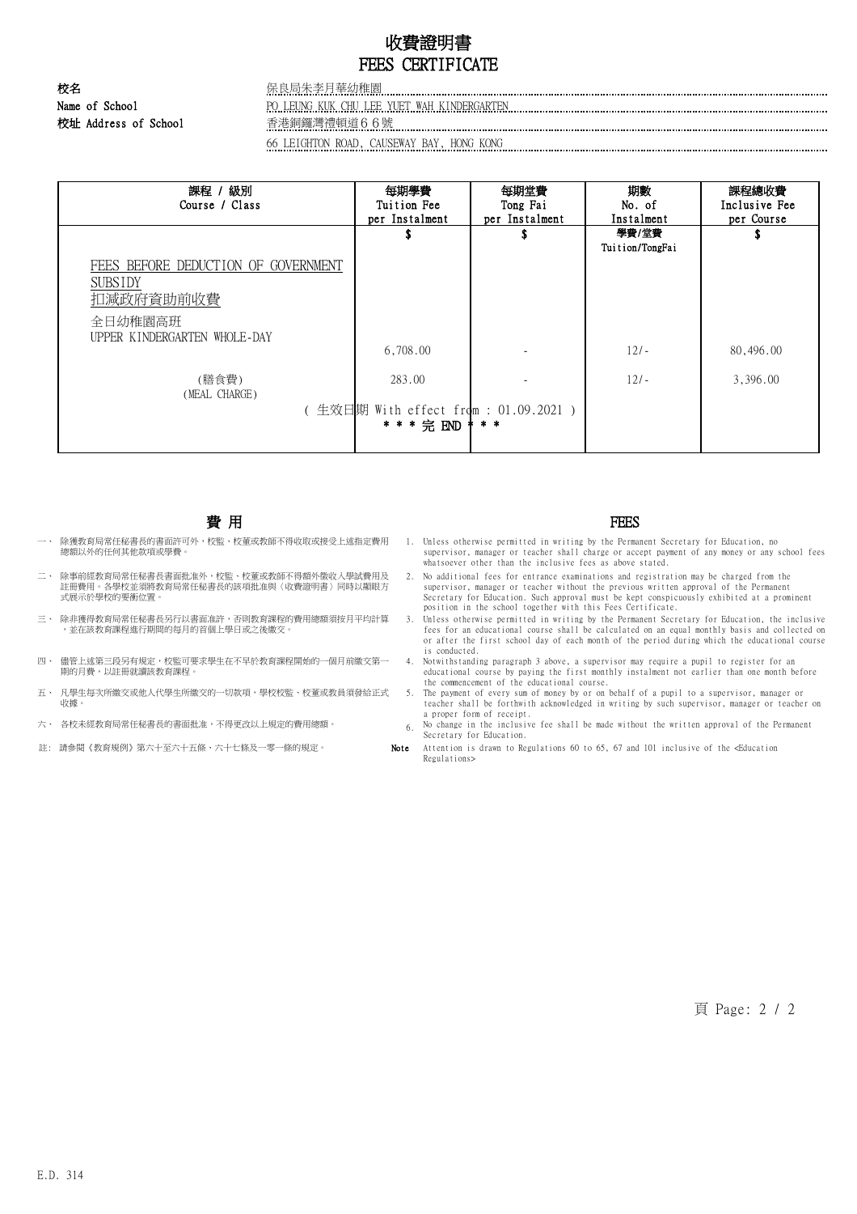# 收費證明書
# FEES CERTIFICATE

**校名** 保良局朱李月華幼稚園

**Name of School** PO LEUNG KUK CHU LEE YUET WAH KINDERGARTEN

**校址 Address of School** 香港銅鑼灣禮頓道66號

66 LEIGHTON ROAD, CAUSEWAY BAY, HONG KONG

| 課程 / 級別<br>Course / Class | 每期學費<br>Tuition Fee<br>per Instalment | 每期堂費<br>Tong Fai<br>per Instalment | 期數<br>No. of<br>Instalment | 課程總收費<br>Inclusive Fee<br>per Course |
|---|---|---|---|---|
| | $ | $ | 學費/堂費<br>Tuition/TongFai | $ |
| FEES BEFORE DEDUCTION OF GOVERNMENT SUBSIDY<br>扣減政府資助前收費 | | | | |
| 全日幼稚園高班<br>UPPER KINDERGARTEN WHOLE-DAY | 6,708.00 | - | 12/- | 80,496.00 |
| (膳食費)<br>(MEAL CHARGE) | 283.00 | - | 12/- | 3,396.00 |
| ( 生效日期 With effect from : 01.09.2021 ) | | | | |
| * * * 完 END * * * | | | | |

## 費 用

一、 除獲教育局常任秘書長的書面許可外，校監、校董或教師不得收取或接受上述指定費用總額以外的任何其他款項或學費。

二、 除事前經教育局常任秘書長書面批准外，校監、校董或教師不得額外徵收入學試費用及註冊費用。各學校並須將教育局常任秘書長的該項批准與〈收費證明書〉同時以顯眼方式展示於學校的要衝位置。

三、 除非獲得教育局常任秘書長另行以書面准許，否則教育課程的費用總額須按月平均計算，並在該教育課程進行期間的每月的首個上學日或之後繳交。

四、 儘管上述第三段另有規定，校監可要求學生在不早於教育課程開始的一個月前繳交第一期的月費，以註冊就讀該教育課程。

五、 凡學生每次所繳交或他人代學生所繳交的一切款項，學校校監、校董或教員須發給正式收據。

六、 各校未經教育局常任秘書長的書面批准，不得更改以上規定的費用總額。

註: 請參閱《教育規例》第六十至六十五條、六十七條及一零一條的規定。

## FEES

1. Unless otherwise permitted in writing by the Permanent Secretary for Education, no supervisor, manager or teacher shall charge or accept payment of any money or any school fees whatsoever other than the inclusive fees as above stated.
2. No additional fees for entrance examinations and registration may be charged from the supervisor, manager or teacher without the previous written approval of the Permanent Secretary for Education. Such approval must be kept conspicuously exhibited at a prominent position in the school together with this Fees Certificate.
3. Unless otherwise permitted in writing by the Permanent Secretary for Education, the inclusive fees for an educational course shall be calculated on an equal monthly basis and collected on or after the first school day of each month of the period during which the educational course is conducted.
4. Notwithstanding paragraph 3 above, a supervisor may require a pupil to register for an educational course by paying the first monthly instalment not earlier than one month before the commencement of the educational course.
5. The payment of every sum of money by or on behalf of a pupil to a supervisor, manager or teacher shall be forthwith acknowledged in writing by such supervisor, manager or teacher on a proper form of receipt.
6. No change in the inclusive fee shall be made without the written approval of the Permanent Secretary for Education.

**Note** Attention is drawn to Regulations 60 to 65, 67 and 101 inclusive of the <Education Regulations>

E.D. 314